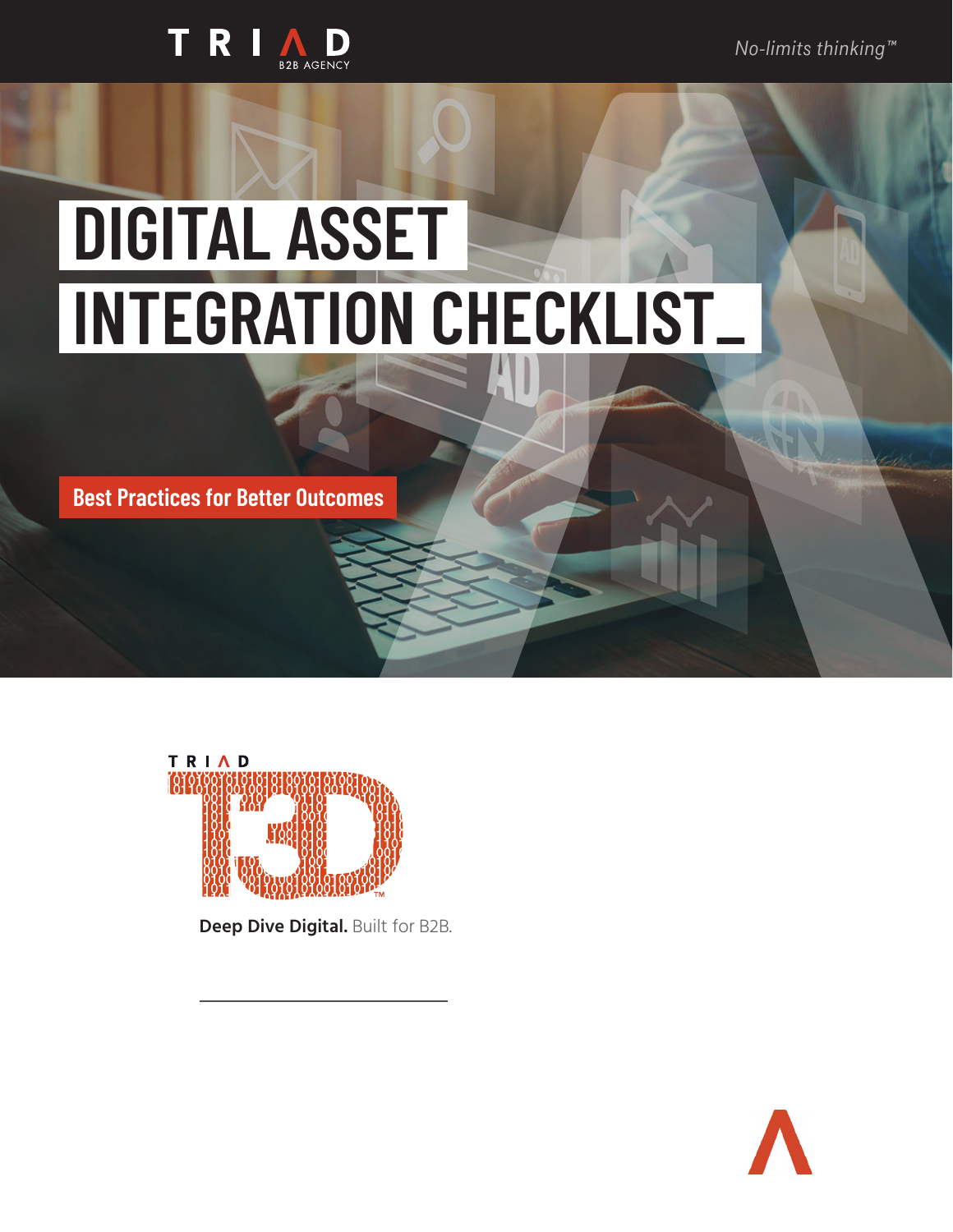TRIAD B2B AGENCY

*No-limits thinking™*

# DIGITAL ASSET INTEGRATION CHECKLIST_

**Best Practices for Better Outcomes**

TRIAD T3D™

**Deep Dive Digital.** Built for B2B.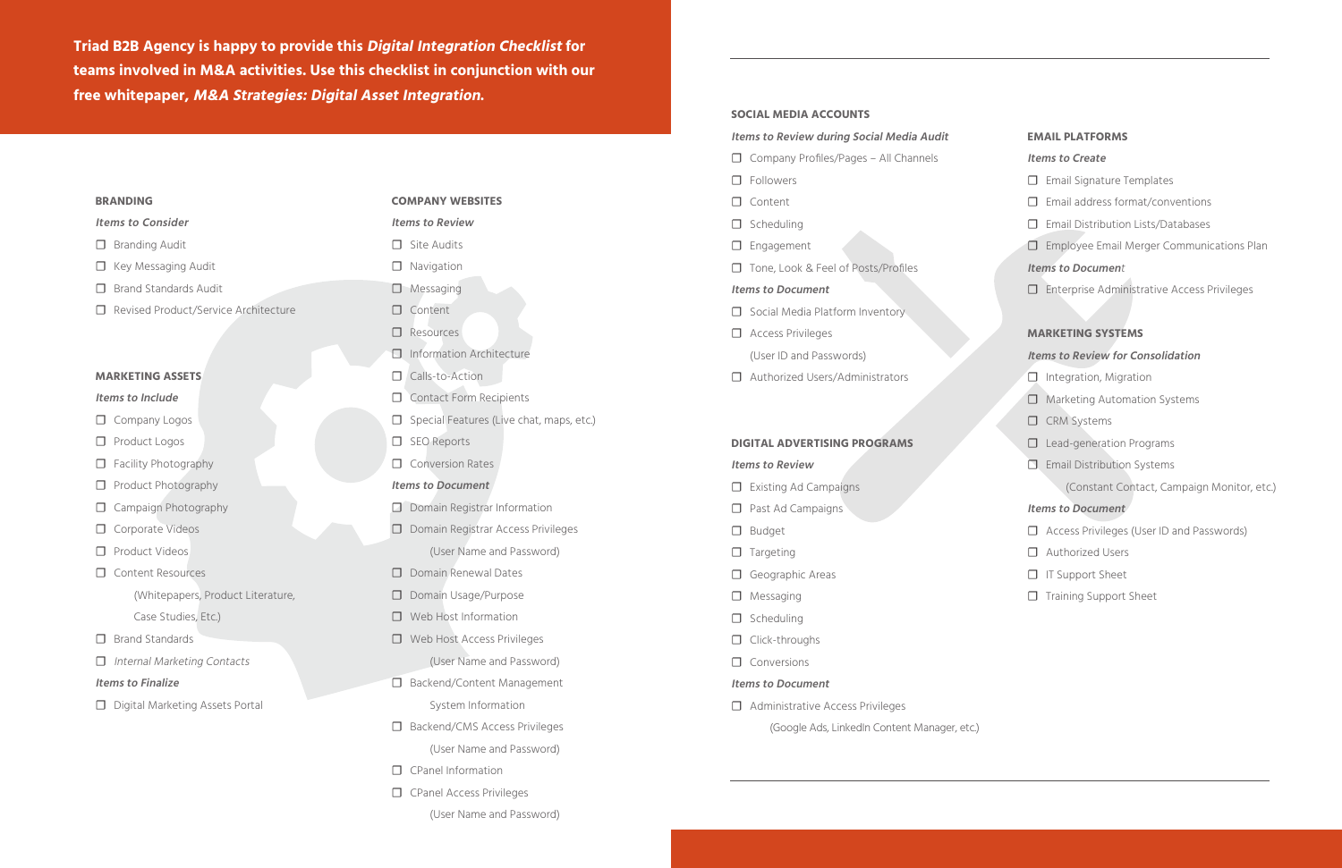**Triad B2B Agency is happy to provide this *Digital Integration Checklist* for teams involved in M&A activities. Use this checklist in conjunction with our free whitepaper, *M&A Strategies: Digital Asset Integration.***

## BRANDING

***Items to Consider***

- ☐ Branding Audit
- ☐ Key Messaging Audit
- ☐ Brand Standards Audit
- ☐ Revised Product/Service Architecture

## MARKETING ASSETS

***Items to Include***

- ☐ Company Logos
- ☐ Product Logos
- ☐ Facility Photography
- ☐ Product Photography
- ☐ Campaign Photography
- ☐ Corporate Videos
- ☐ Product Videos
- ☐ Content Resources (Whitepapers, Product Literature, Case Studies, Etc.)
- ☐ Brand Standards
- ☐ *Internal Marketing Contacts*

***Items to Finalize***

- ☐ Digital Marketing Assets Portal

## COMPANY WEBSITES

***Items to Review***

- ☐ Site Audits
- ☐ Navigation
- ☐ Messaging
- ☐ Content
- ☐ Resources
- ☐ Information Architecture
- ☐ Calls-to-Action
- ☐ Contact Form Recipients
- ☐ Special Features (Live chat, maps, etc.)
- ☐ SEO Reports
- ☐ Conversion Rates

***Items to Document***

- ☐ Domain Registrar Information
- ☐ Domain Registrar Access Privileges (User Name and Password)
- ☐ Domain Renewal Dates
- ☐ Domain Usage/Purpose
- ☐ Web Host Information
- ☐ Web Host Access Privileges (User Name and Password)
- ☐ Backend/Content Management System Information
- ☐ Backend/CMS Access Privileges (User Name and Password)
- ☐ CPanel Information
- ☐ CPanel Access Privileges (User Name and Password)

## SOCIAL MEDIA ACCOUNTS

***Items to Review during Social Media Audit***

- ☐ Company Profiles/Pages – All Channels
- ☐ Followers
- ☐ Content
- ☐ Scheduling
- ☐ Engagement
- ☐ Tone, Look & Feel of Posts/Profiles

***Items to Document***

- ☐ Social Media Platform Inventory
- ☐ Access Privileges (User ID and Passwords)
- ☐ Authorized Users/Administrators

## DIGITAL ADVERTISING PROGRAMS

***Items to Review***

- ☐ Existing Ad Campaigns
- ☐ Past Ad Campaigns
- ☐ Budget
- ☐ Targeting
- ☐ Geographic Areas
- ☐ Messaging
- ☐ Scheduling
- ☐ Click-throughs
- ☐ Conversions

***Items to Document***

- ☐ Administrative Access Privileges (Google Ads, LinkedIn Content Manager, etc.)

## EMAIL PLATFORMS

***Items to Create***

- ☐ Email Signature Templates
- ☐ Email address format/conventions
- ☐ Email Distribution Lists/Databases
- ☐ Employee Email Merger Communications Plan

***Items to Document***

- ☐ Enterprise Administrative Access Privileges

## MARKETING SYSTEMS

***Items to Review for Consolidation***

- ☐ Integration, Migration
- ☐ Marketing Automation Systems
- ☐ CRM Systems
- ☐ Lead-generation Programs
- ☐ Email Distribution Systems (Constant Contact, Campaign Monitor, etc.)

***Items to Document***

- ☐ Access Privileges (User ID and Passwords)
- ☐ Authorized Users
- ☐ IT Support Sheet
- ☐ Training Support Sheet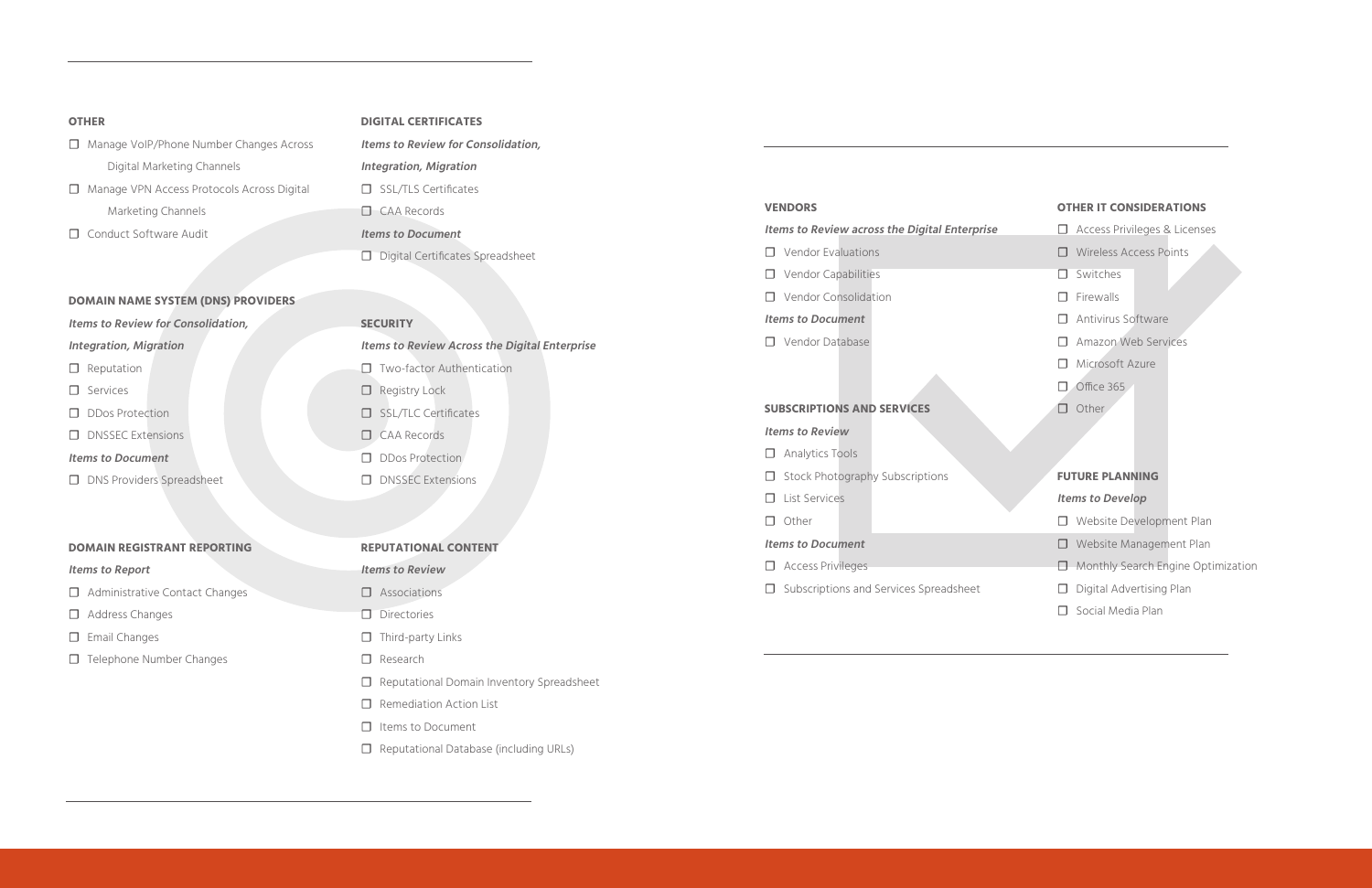### OTHER

- ☐ Manage VoIP/Phone Number Changes Across Digital Marketing Channels
- ☐ Manage VPN Access Protocols Across Digital Marketing Channels
- ☐ Conduct Software Audit

### DOMAIN NAME SYSTEM (DNS) PROVIDERS

***Items to Review for Consolidation, Integration, Migration***

- ☐ Reputation
- ☐ Services
- ☐ DDos Protection
- ☐ DNSSEC Extensions

***Items to Document***

- ☐ DNS Providers Spreadsheet

### DOMAIN REGISTRANT REPORTING

***Items to Report***

- ☐ Administrative Contact Changes
- ☐ Address Changes
- ☐ Email Changes
- ☐ Telephone Number Changes

### DIGITAL CERTIFICATES

***Items to Review for Consolidation, Integration, Migration***

- ☐ SSL/TLS Certificates
- ☐ CAA Records

***Items to Document***

- ☐ Digital Certificates Spreadsheet

### SECURITY

***Items to Review Across the Digital Enterprise***

- ☐ Two-factor Authentication
- ☐ Registry Lock
- ☐ SSL/TLC Certificates
- ☐ CAA Records
- ☐ DDos Protection
- ☐ DNSSEC Extensions

### REPUTATIONAL CONTENT

***Items to Review***

- ☐ Associations
- ☐ Directories
- ☐ Third-party Links
- ☐ Research
- ☐ Reputational Domain Inventory Spreadsheet
- ☐ Remediation Action List
- ☐ Items to Document
- ☐ Reputational Database (including URLs)

### VENDORS

***Items to Review across the Digital Enterprise***

- ☐ Vendor Evaluations
- ☐ Vendor Capabilities
- ☐ Vendor Consolidation

***Items to Document***

- ☐ Vendor Database

### SUBSCRIPTIONS AND SERVICES

***Items to Review***

- ☐ Analytics Tools
- ☐ Stock Photography Subscriptions
- ☐ List Services
- ☐ Other

***Items to Document***

- ☐ Access Privileges
- ☐ Subscriptions and Services Spreadsheet

### OTHER IT CONSIDERATIONS

- ☐ Access Privileges & Licenses
- ☐ Wireless Access Points
- ☐ Switches
- ☐ Firewalls
- ☐ Antivirus Software
- ☐ Amazon Web Services
- ☐ Microsoft Azure
- ☐ Office 365
- ☐ Other

### FUTURE PLANNING

***Items to Develop***

- ☐ Website Development Plan
- ☐ Website Management Plan
- ☐ Monthly Search Engine Optimization
- ☐ Digital Advertising Plan
- ☐ Social Media Plan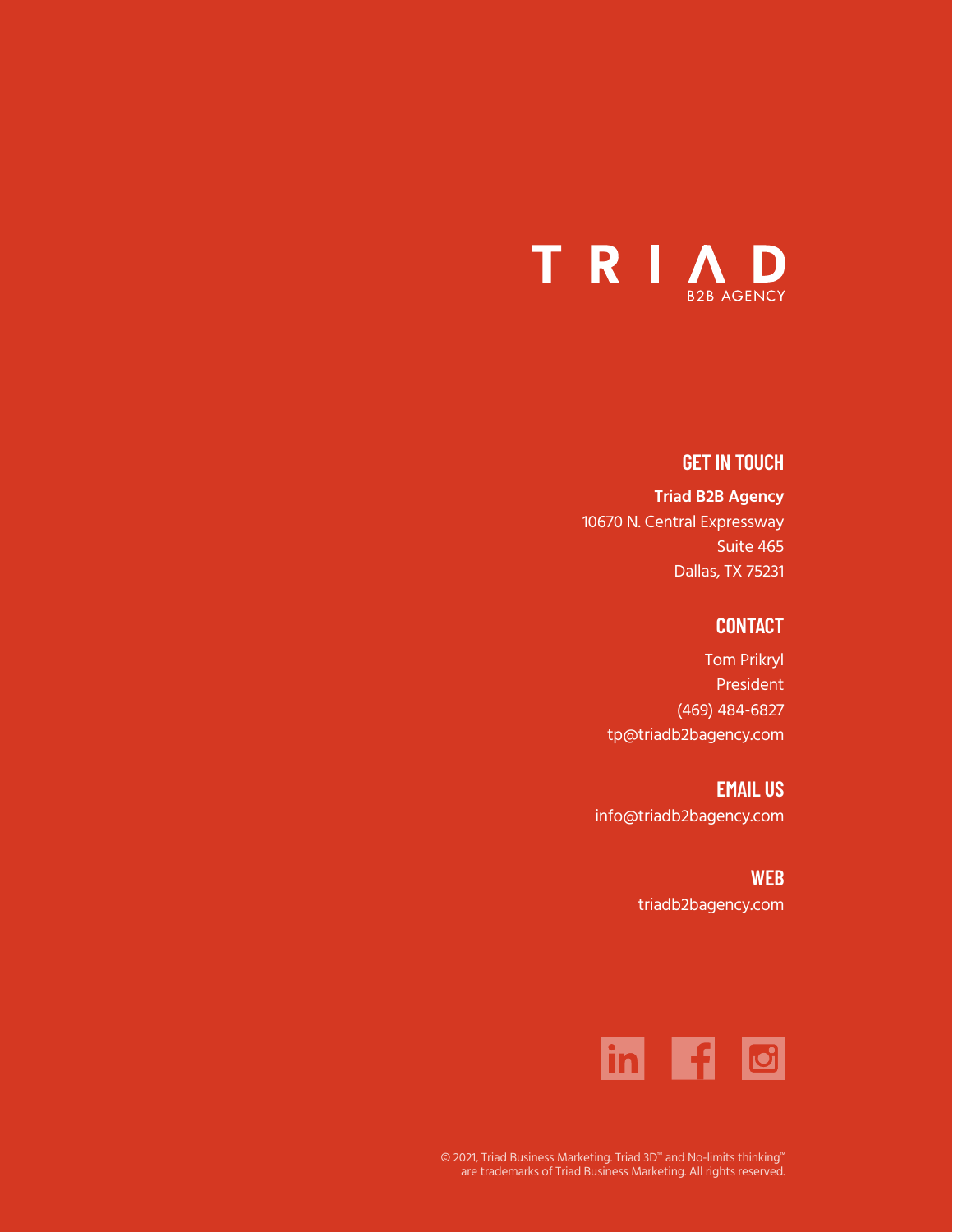TRIAD

B2B AGENCY

## GET IN TOUCH

**Triad B2B Agency**
10670 N. Central Expressway
Suite 465
Dallas, TX 75231

## CONTACT

Tom Prikryl
President
(469) 484-6827
tp@triadb2bagency.com

## EMAIL US

info@triadb2bagency.com

## WEB

triadb2bagency.com

© 2021, Triad Business Marketing. Triad 3D™ and No-limits thinking™ are trademarks of Triad Business Marketing. All rights reserved.